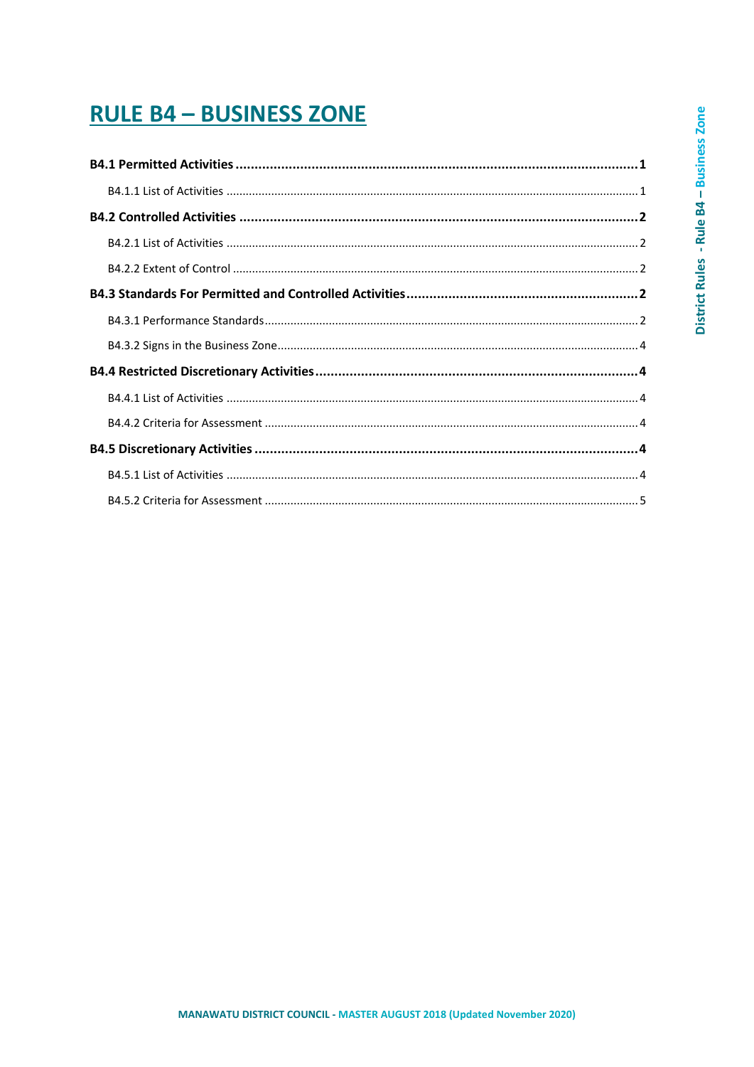# RULE B4 – BUSINESS ZONE

**B4.1 Permitted Activities ..... 1**

B4.1.1 List of Activities ..... 1

**B4.2 Controlled Activities ..... 2**

B4.2.1 List of Activities ..... 2

B4.2.2 Extent of Control ..... 2

**B4.3 Standards For Permitted and Controlled Activities ..... 2**

B4.3.1 Performance Standards ..... 2

B4.3.2 Signs in the Business Zone ..... 4

**B4.4 Restricted Discretionary Activities ..... 4**

B4.4.1 List of Activities ..... 4

B4.4.2 Criteria for Assessment ..... 4

**B4.5 Discretionary Activities ..... 4**

B4.5.1 List of Activities ..... 4

B4.5.2 Criteria for Assessment ..... 5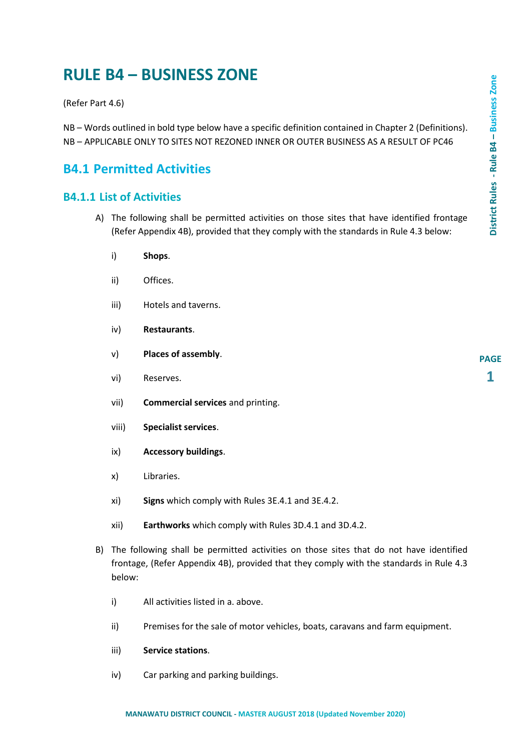# RULE B4 – BUSINESS ZONE

(Refer Part 4.6)

NB – Words outlined in bold type below have a specific definition contained in Chapter 2 (Definitions).
NB – APPLICABLE ONLY TO SITES NOT REZONED INNER OR OUTER BUSINESS AS A RESULT OF PC46

## B4.1 Permitted Activities

### B4.1.1 List of Activities

A) The following shall be permitted activities on those sites that have identified frontage (Refer Appendix 4B), provided that they comply with the standards in Rule 4.3 below:

- i) **Shops**.
- ii) Offices.
- iii) Hotels and taverns.
- iv) **Restaurants**.
- v) **Places of assembly**.
- vi) Reserves.
- vii) **Commercial services** and printing.
- viii) **Specialist services**.
- ix) **Accessory buildings**.
- x) Libraries.
- xi) **Signs** which comply with Rules 3E.4.1 and 3E.4.2.
- xii) **Earthworks** which comply with Rules 3D.4.1 and 3D.4.2.

B) The following shall be permitted activities on those sites that do not have identified frontage, (Refer Appendix 4B), provided that they comply with the standards in Rule 4.3 below:

- i) All activities listed in a. above.
- ii) Premises for the sale of motor vehicles, boats, caravans and farm equipment.
- iii) **Service stations**.
- iv) Car parking and parking buildings.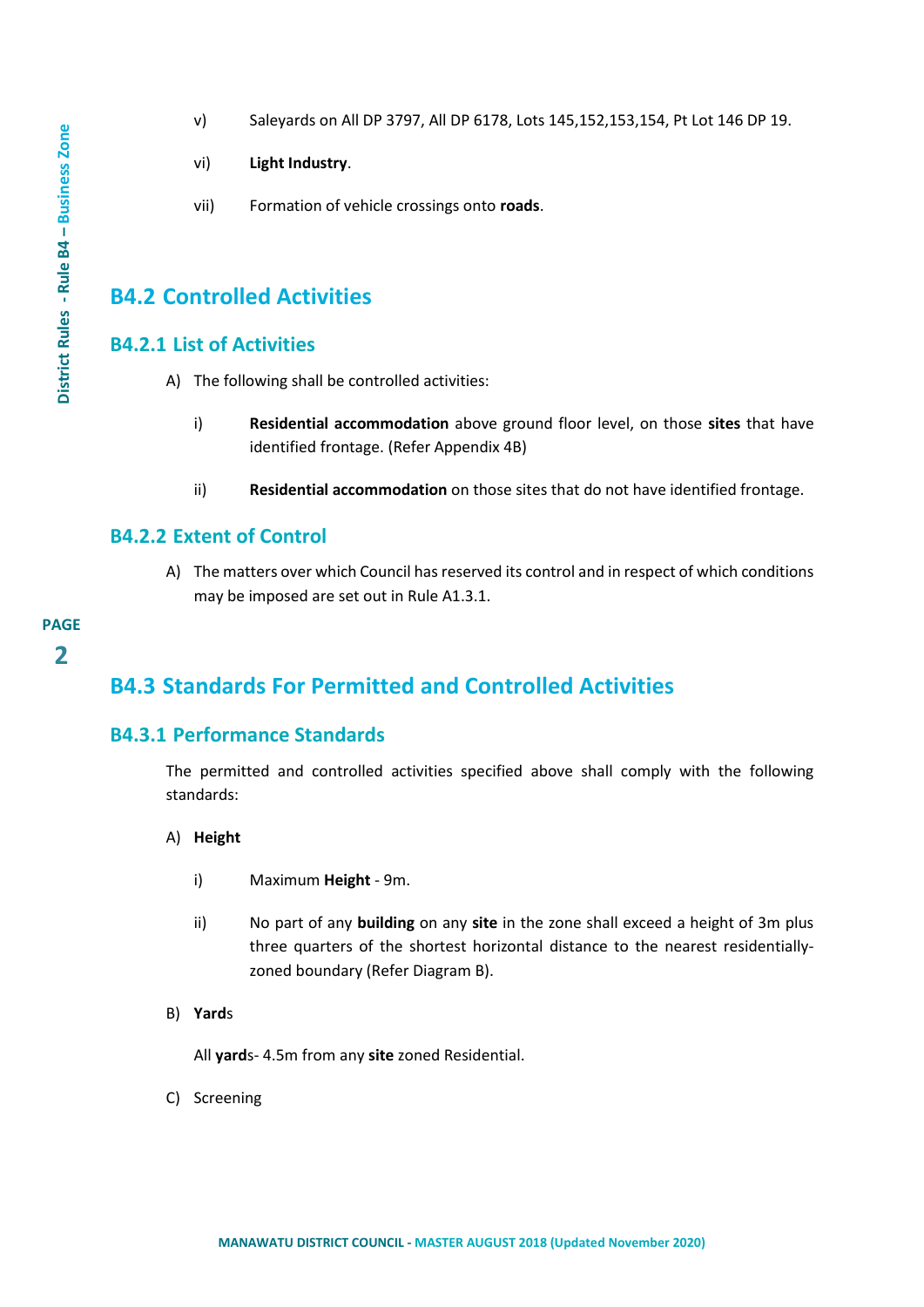v) Saleyards on All DP 3797, All DP 6178, Lots 145,152,153,154, Pt Lot 146 DP 19.

vi) **Light Industry**.

vii) Formation of vehicle crossings onto **roads**.

## B4.2 Controlled Activities

### B4.2.1 List of Activities

A) The following shall be controlled activities:

i) **Residential accommodation** above ground floor level, on those **sites** that have identified frontage. (Refer Appendix 4B)

ii) **Residential accommodation** on those sites that do not have identified frontage.

### B4.2.2 Extent of Control

A) The matters over which Council has reserved its control and in respect of which conditions may be imposed are set out in Rule A1.3.1.

## B4.3 Standards For Permitted and Controlled Activities

### B4.3.1 Performance Standards

The permitted and controlled activities specified above shall comply with the following standards:

A) **Height**

i) Maximum **Height** - 9m.

ii) No part of any **building** on any **site** in the zone shall exceed a height of 3m plus three quarters of the shortest horizontal distance to the nearest residentially-zoned boundary (Refer Diagram B).

B) **Yard**s

All **yard**s- 4.5m from any **site** zoned Residential.

C) Screening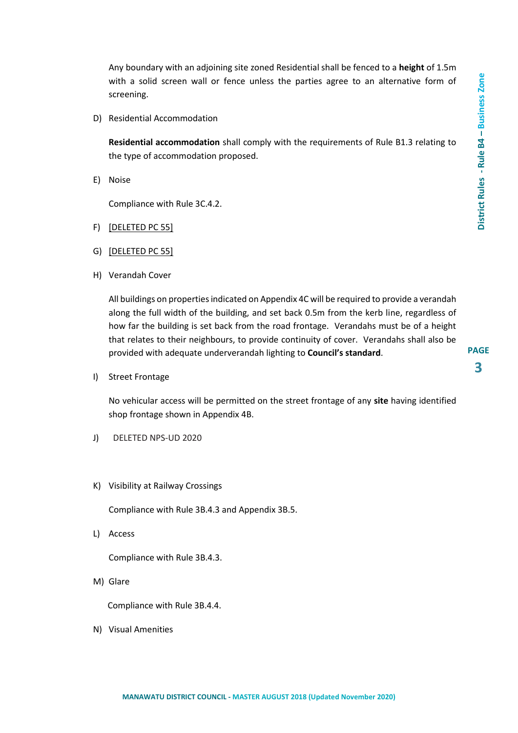Any boundary with an adjoining site zoned Residential shall be fenced to a **height** of 1.5m with a solid screen wall or fence unless the parties agree to an alternative form of screening.

D) Residential Accommodation

**Residential accommodation** shall comply with the requirements of Rule B1.3 relating to the type of accommodation proposed.

E) Noise

Compliance with Rule 3C.4.2.

F) [DELETED PC 55]

G) [DELETED PC 55]

H) Verandah Cover

All buildings on properties indicated on Appendix 4C will be required to provide a verandah along the full width of the building, and set back 0.5m from the kerb line, regardless of how far the building is set back from the road frontage. Verandahs must be of a height that relates to their neighbours, to provide continuity of cover. Verandahs shall also be provided with adequate underverandah lighting to **Council's standard**.

I) Street Frontage

No vehicular access will be permitted on the street frontage of any **site** having identified shop frontage shown in Appendix 4B.

J) DELETED NPS-UD 2020

K) Visibility at Railway Crossings

Compliance with Rule 3B.4.3 and Appendix 3B.5.

L) Access

Compliance with Rule 3B.4.3.

M) Glare

Compliance with Rule 3B.4.4.

N) Visual Amenities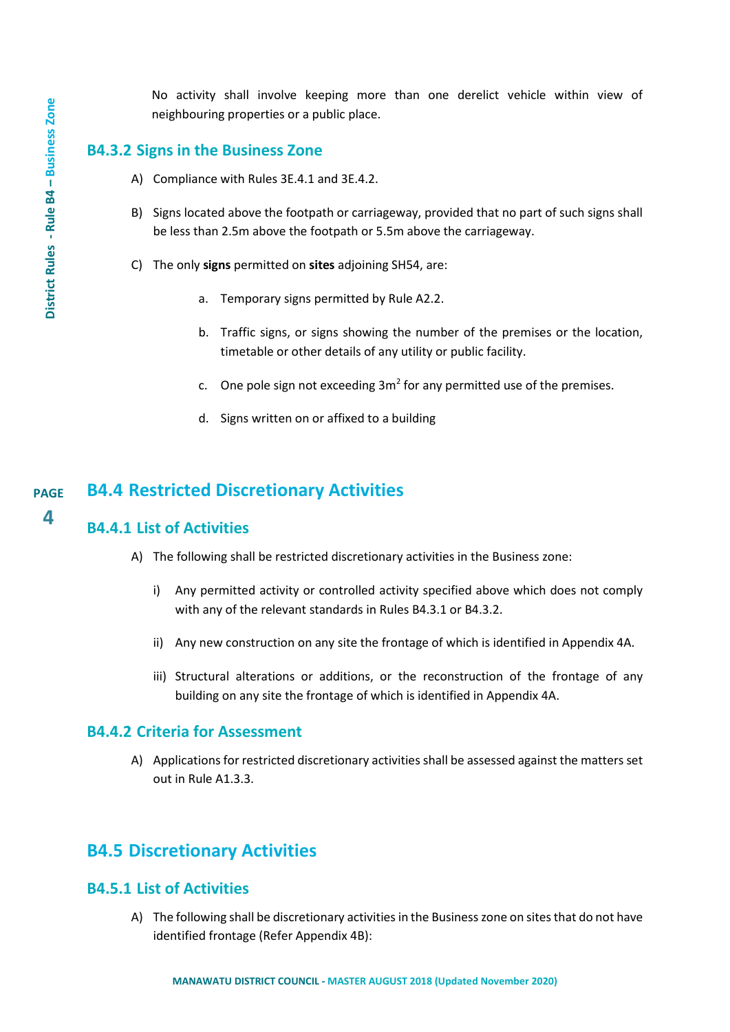No activity shall involve keeping more than one derelict vehicle within view of neighbouring properties or a public place.

### B4.3.2 Signs in the Business Zone

A) Compliance with Rules 3E.4.1 and 3E.4.2.

B) Signs located above the footpath or carriageway, provided that no part of such signs shall be less than 2.5m above the footpath or 5.5m above the carriageway.

C) The only **signs** permitted on **sites** adjoining SH54, are:

   a. Temporary signs permitted by Rule A2.2.

   b. Traffic signs, or signs showing the number of the premises or the location, timetable or other details of any utility or public facility.

   c. One pole sign not exceeding $3m^2$ for any permitted use of the premises.

   d. Signs written on or affixed to a building

## B4.4 Restricted Discretionary Activities

### B4.4.1 List of Activities

A) The following shall be restricted discretionary activities in the Business zone:

   i) Any permitted activity or controlled activity specified above which does not comply with any of the relevant standards in Rules B4.3.1 or B4.3.2.

   ii) Any new construction on any site the frontage of which is identified in Appendix 4A.

   iii) Structural alterations or additions, or the reconstruction of the frontage of any building on any site the frontage of which is identified in Appendix 4A.

### B4.4.2 Criteria for Assessment

A) Applications for restricted discretionary activities shall be assessed against the matters set out in Rule A1.3.3.

## B4.5 Discretionary Activities

### B4.5.1 List of Activities

A) The following shall be discretionary activities in the Business zone on sites that do not have identified frontage (Refer Appendix 4B):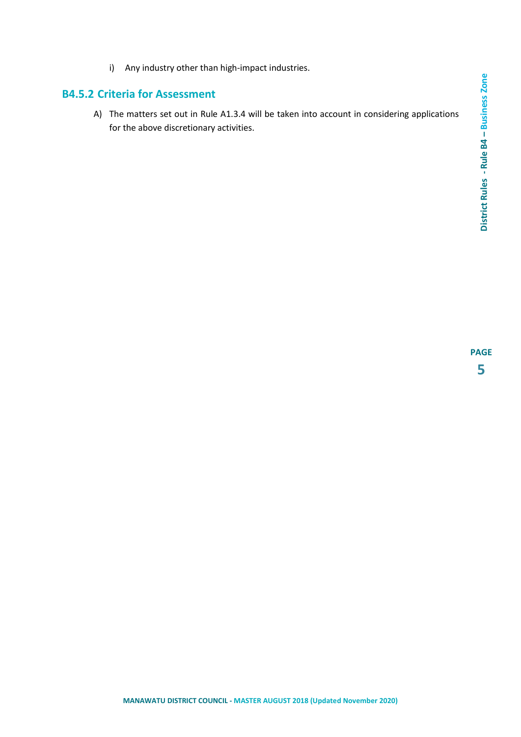i) Any industry other than high-impact industries.

### B4.5.2 Criteria for Assessment

A) The matters set out in Rule A1.3.4 will be taken into account in considering applications for the above discretionary activities.